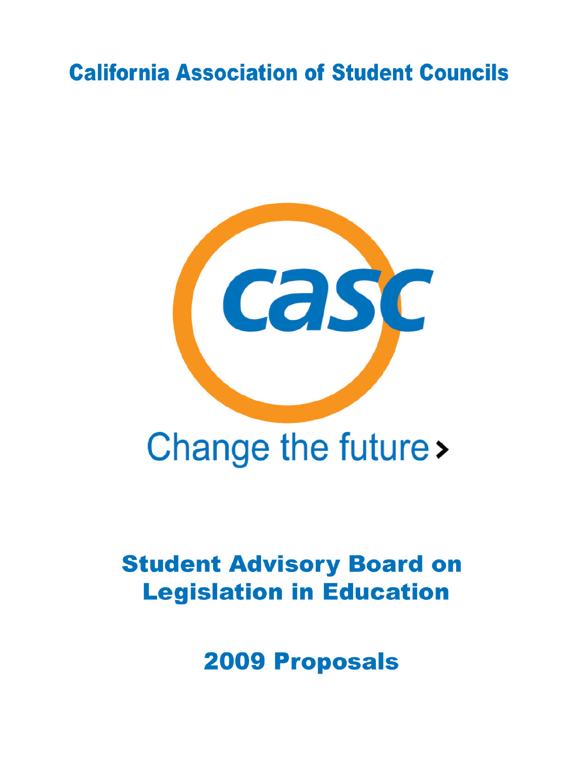# California Association of Student Councils

casc

Change the future›

## Student Advisory Board on Legislation in Education

## 2009 Proposals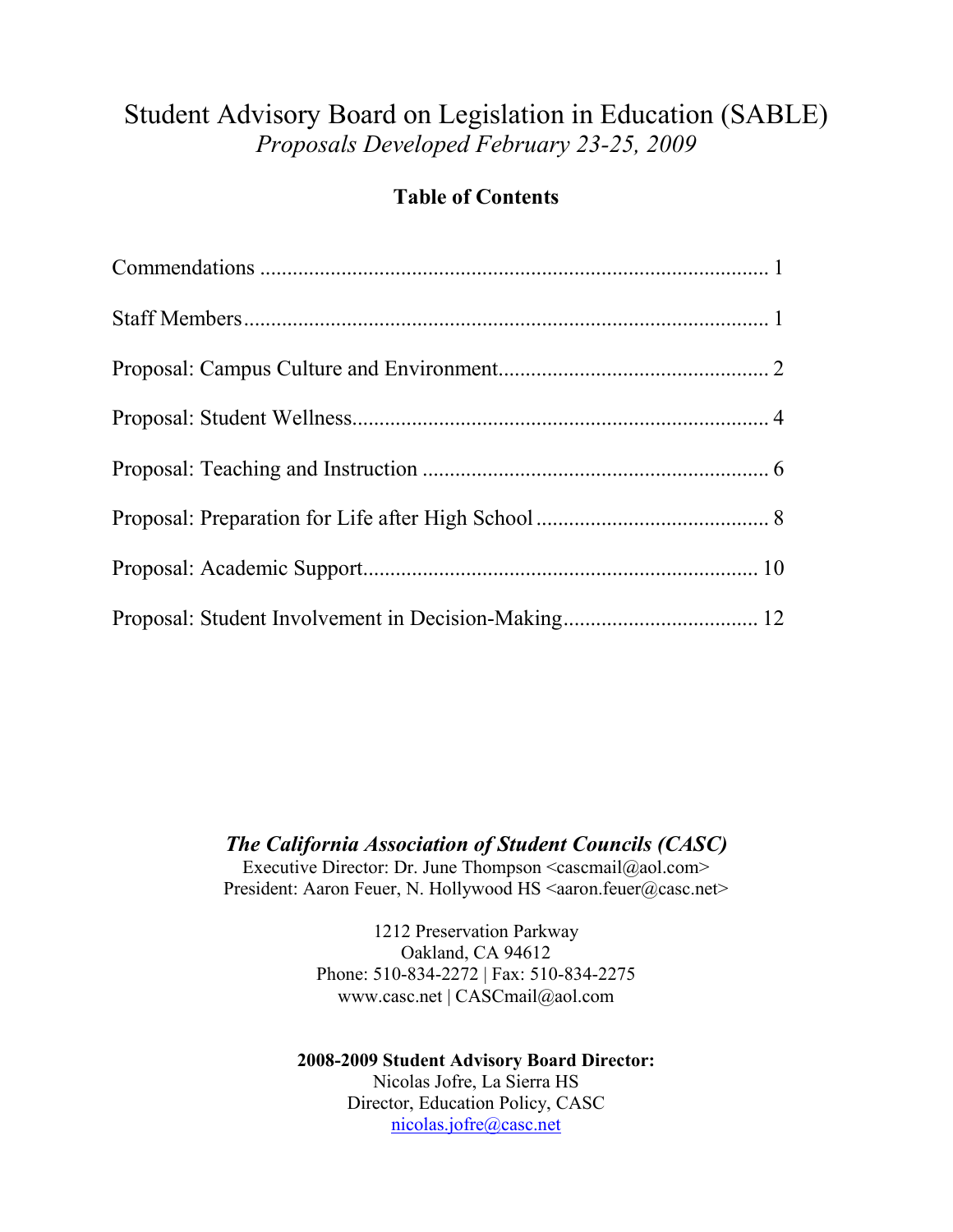# Student Advisory Board on Legislation in Education (SABLE)

*Proposals Developed February 23-25, 2009*

## Table of Contents

| | |
|---|---|
| Commendations | 1 |
| Staff Members | 1 |
| Proposal: Campus Culture and Environment | 2 |
| Proposal: Student Wellness | 4 |
| Proposal: Teaching and Instruction | 6 |
| Proposal: Preparation for Life after High School | 8 |
| Proposal: Academic Support | 10 |
| Proposal: Student Involvement in Decision-Making | 12 |

***The California Association of Student Councils (CASC)***

Executive Director: Dr. June Thompson <cascmail@aol.com>
President: Aaron Feuer, N. Hollywood HS <aaron.feuer@casc.net>

1212 Preservation Parkway
Oakland, CA 94612
Phone: 510-834-2272 | Fax: 510-834-2275
www.casc.net | CASCmail@aol.com

**2008-2009 Student Advisory Board Director:**
Nicolas Jofre, La Sierra HS
Director, Education Policy, CASC
nicolas.jofre@casc.net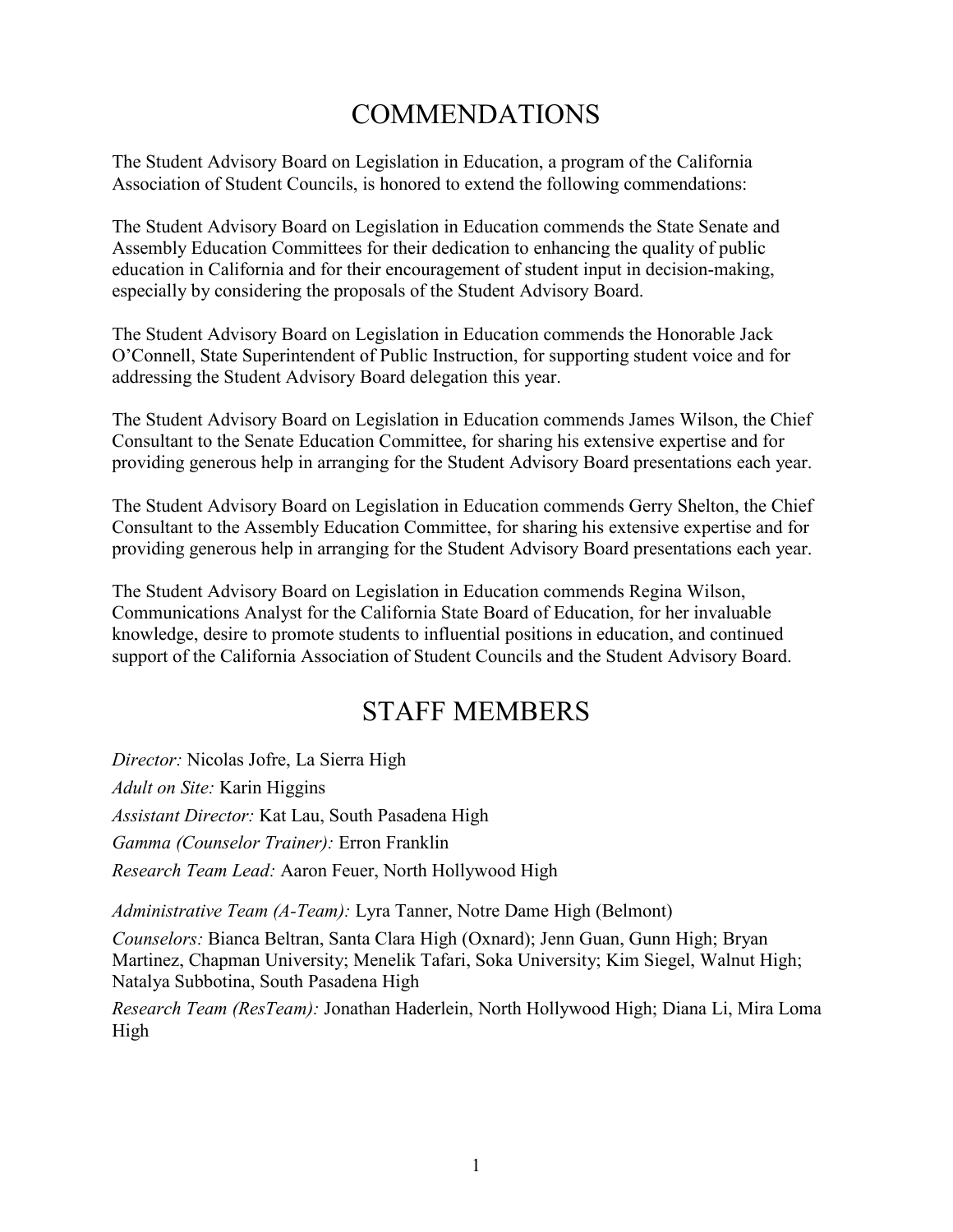# COMMENDATIONS

The Student Advisory Board on Legislation in Education, a program of the California Association of Student Councils, is honored to extend the following commendations:

The Student Advisory Board on Legislation in Education commends the State Senate and Assembly Education Committees for their dedication to enhancing the quality of public education in California and for their encouragement of student input in decision-making, especially by considering the proposals of the Student Advisory Board.

The Student Advisory Board on Legislation in Education commends the Honorable Jack O'Connell, State Superintendent of Public Instruction, for supporting student voice and for addressing the Student Advisory Board delegation this year.

The Student Advisory Board on Legislation in Education commends James Wilson, the Chief Consultant to the Senate Education Committee, for sharing his extensive expertise and for providing generous help in arranging for the Student Advisory Board presentations each year.

The Student Advisory Board on Legislation in Education commends Gerry Shelton, the Chief Consultant to the Assembly Education Committee, for sharing his extensive expertise and for providing generous help in arranging for the Student Advisory Board presentations each year.

The Student Advisory Board on Legislation in Education commends Regina Wilson, Communications Analyst for the California State Board of Education, for her invaluable knowledge, desire to promote students to influential positions in education, and continued support of the California Association of Student Councils and the Student Advisory Board.

# STAFF MEMBERS

*Director:* Nicolas Jofre, La Sierra High

*Adult on Site:* Karin Higgins

*Assistant Director:* Kat Lau, South Pasadena High

*Gamma (Counselor Trainer):* Erron Franklin

*Research Team Lead:* Aaron Feuer, North Hollywood High

*Administrative Team (A-Team):* Lyra Tanner, Notre Dame High (Belmont)

*Counselors:* Bianca Beltran, Santa Clara High (Oxnard); Jenn Guan, Gunn High; Bryan Martinez, Chapman University; Menelik Tafari, Soka University; Kim Siegel, Walnut High; Natalya Subbotina, South Pasadena High

*Research Team (ResTeam):* Jonathan Haderlein, North Hollywood High; Diana Li, Mira Loma High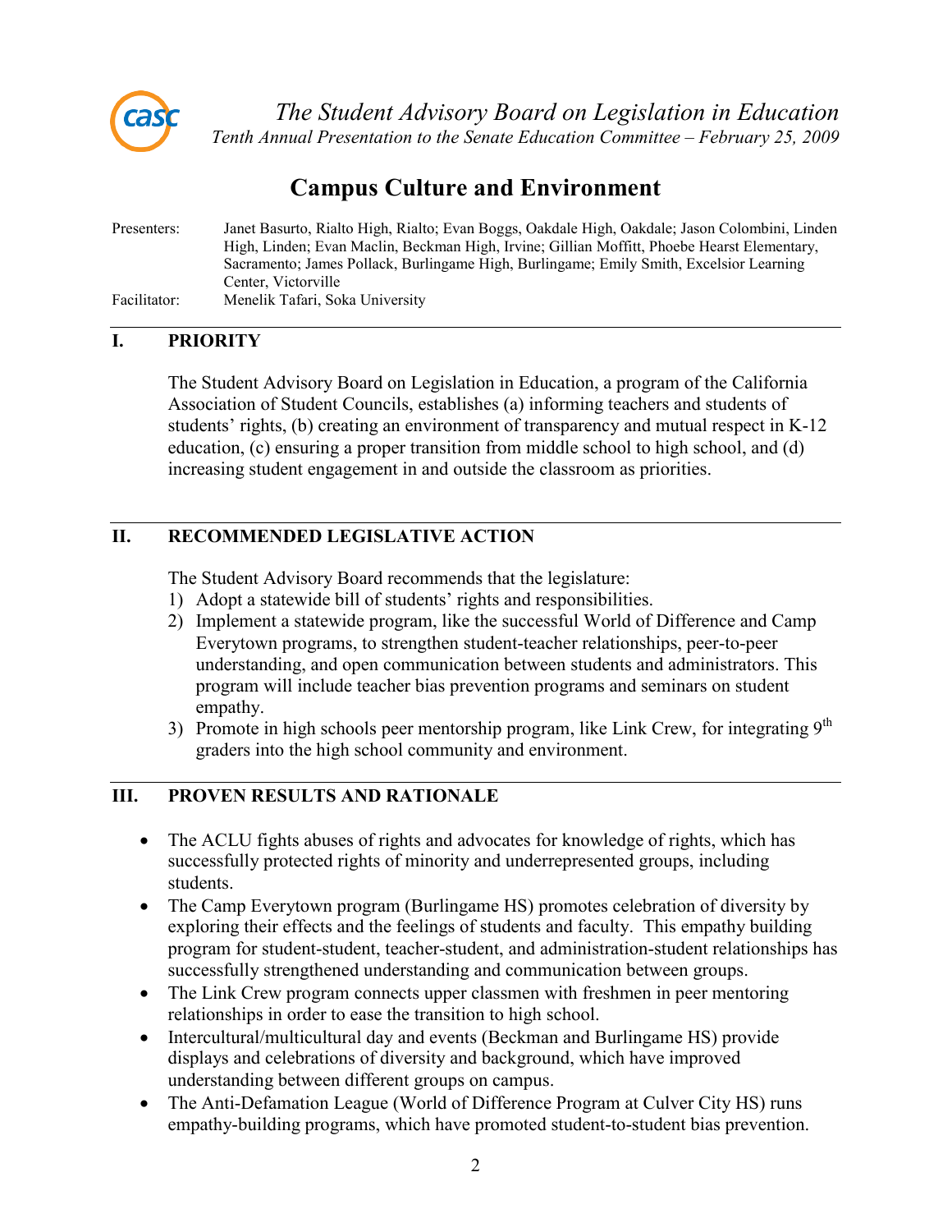*The Student Advisory Board on Legislation in Education*

*Tenth Annual Presentation to the Senate Education Committee – February 25, 2009*

# Campus Culture and Environment

Presenters: Janet Basurto, Rialto High, Rialto; Evan Boggs, Oakdale High, Oakdale; Jason Colombini, Linden High, Linden; Evan Maclin, Beckman High, Irvine; Gillian Moffitt, Phoebe Hearst Elementary, Sacramento; James Pollack, Burlingame High, Burlingame; Emily Smith, Excelsior Learning Center, Victorville

Facilitator: Menelik Tafari, Soka University

## I. PRIORITY

The Student Advisory Board on Legislation in Education, a program of the California Association of Student Councils, establishes (a) informing teachers and students of students' rights, (b) creating an environment of transparency and mutual respect in K-12 education, (c) ensuring a proper transition from middle school to high school, and (d) increasing student engagement in and outside the classroom as priorities.

## II. RECOMMENDED LEGISLATIVE ACTION

The Student Advisory Board recommends that the legislature:

1) Adopt a statewide bill of students' rights and responsibilities.
2) Implement a statewide program, like the successful World of Difference and Camp Everytown programs, to strengthen student-teacher relationships, peer-to-peer understanding, and open communication between students and administrators. This program will include teacher bias prevention programs and seminars on student empathy.
3) Promote in high schools peer mentorship program, like Link Crew, for integrating 9th graders into the high school community and environment.

## III. PROVEN RESULTS AND RATIONALE

- The ACLU fights abuses of rights and advocates for knowledge of rights, which has successfully protected rights of minority and underrepresented groups, including students.
- The Camp Everytown program (Burlingame HS) promotes celebration of diversity by exploring their effects and the feelings of students and faculty. This empathy building program for student-student, teacher-student, and administration-student relationships has successfully strengthened understanding and communication between groups.
- The Link Crew program connects upper classmen with freshmen in peer mentoring relationships in order to ease the transition to high school.
- Intercultural/multicultural day and events (Beckman and Burlingame HS) provide displays and celebrations of diversity and background, which have improved understanding between different groups on campus.
- The Anti-Defamation League (World of Difference Program at Culver City HS) runs empathy-building programs, which have promoted student-to-student bias prevention.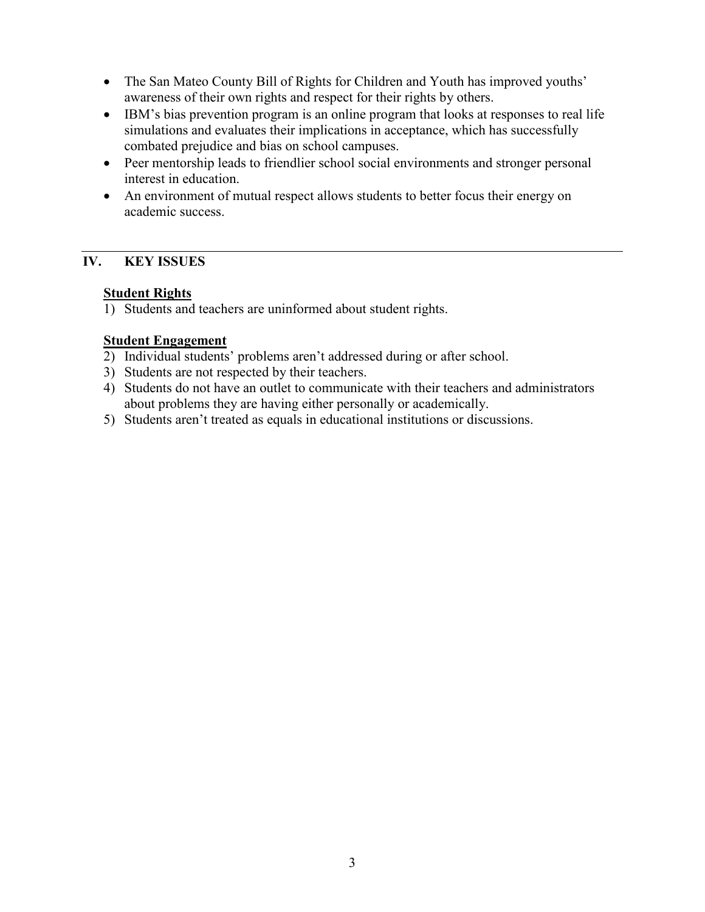- The San Mateo County Bill of Rights for Children and Youth has improved youths' awareness of their own rights and respect for their rights by others.
- IBM's bias prevention program is an online program that looks at responses to real life simulations and evaluates their implications in acceptance, which has successfully combated prejudice and bias on school campuses.
- Peer mentorship leads to friendlier school social environments and stronger personal interest in education.
- An environment of mutual respect allows students to better focus their energy on academic success.

## IV. KEY ISSUES

**Student Rights**

1) Students and teachers are uninformed about student rights.

**Student Engagement**

2) Individual students' problems aren't addressed during or after school.
3) Students are not respected by their teachers.
4) Students do not have an outlet to communicate with their teachers and administrators about problems they are having either personally or academically.
5) Students aren't treated as equals in educational institutions or discussions.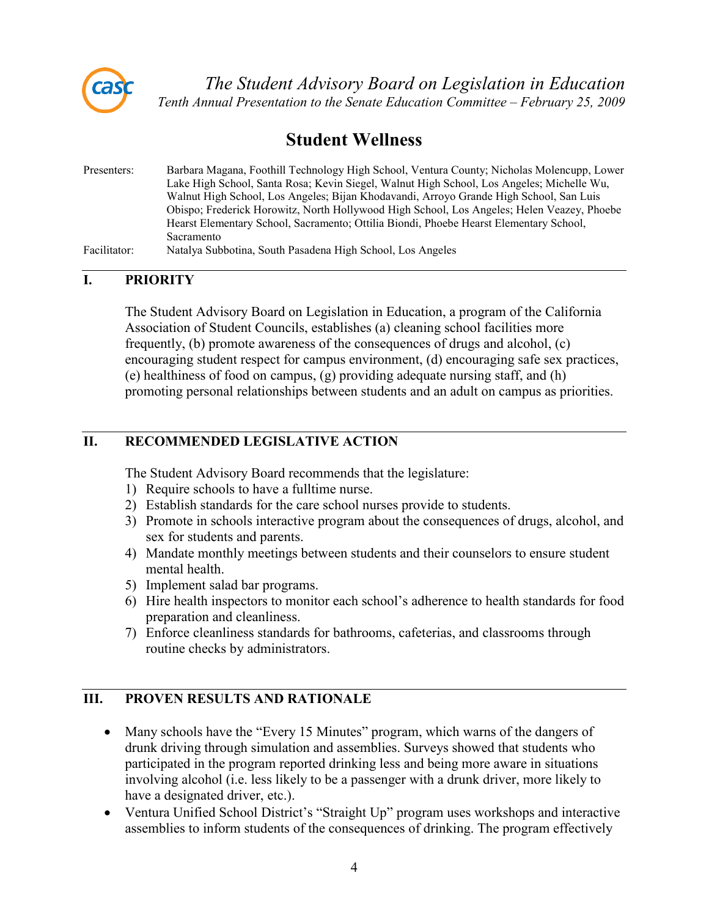*The Student Advisory Board on Legislation in Education*
*Tenth Annual Presentation to the Senate Education Committee – February 25, 2009*

# Student Wellness

Presenters: Barbara Magana, Foothill Technology High School, Ventura County; Nicholas Molencupp, Lower Lake High School, Santa Rosa; Kevin Siegel, Walnut High School, Los Angeles; Michelle Wu, Walnut High School, Los Angeles; Bijan Khodavandi, Arroyo Grande High School, San Luis Obispo; Frederick Horowitz, North Hollywood High School, Los Angeles; Helen Veazey, Phoebe Hearst Elementary School, Sacramento; Ottilia Biondi, Phoebe Hearst Elementary School, Sacramento

Facilitator: Natalya Subbotina, South Pasadena High School, Los Angeles

## I. PRIORITY

The Student Advisory Board on Legislation in Education, a program of the California Association of Student Councils, establishes (a) cleaning school facilities more frequently, (b) promote awareness of the consequences of drugs and alcohol, (c) encouraging student respect for campus environment, (d) encouraging safe sex practices, (e) healthiness of food on campus, (g) providing adequate nursing staff, and (h) promoting personal relationships between students and an adult on campus as priorities.

## II. RECOMMENDED LEGISLATIVE ACTION

The Student Advisory Board recommends that the legislature:

1) Require schools to have a fulltime nurse.
2) Establish standards for the care school nurses provide to students.
3) Promote in schools interactive program about the consequences of drugs, alcohol, and sex for students and parents.
4) Mandate monthly meetings between students and their counselors to ensure student mental health.
5) Implement salad bar programs.
6) Hire health inspectors to monitor each school's adherence to health standards for food preparation and cleanliness.
7) Enforce cleanliness standards for bathrooms, cafeterias, and classrooms through routine checks by administrators.

## III. PROVEN RESULTS AND RATIONALE

- Many schools have the "Every 15 Minutes" program, which warns of the dangers of drunk driving through simulation and assemblies. Surveys showed that students who participated in the program reported drinking less and being more aware in situations involving alcohol (i.e. less likely to be a passenger with a drunk driver, more likely to have a designated driver, etc.).
- Ventura Unified School District's "Straight Up" program uses workshops and interactive assemblies to inform students of the consequences of drinking. The program effectively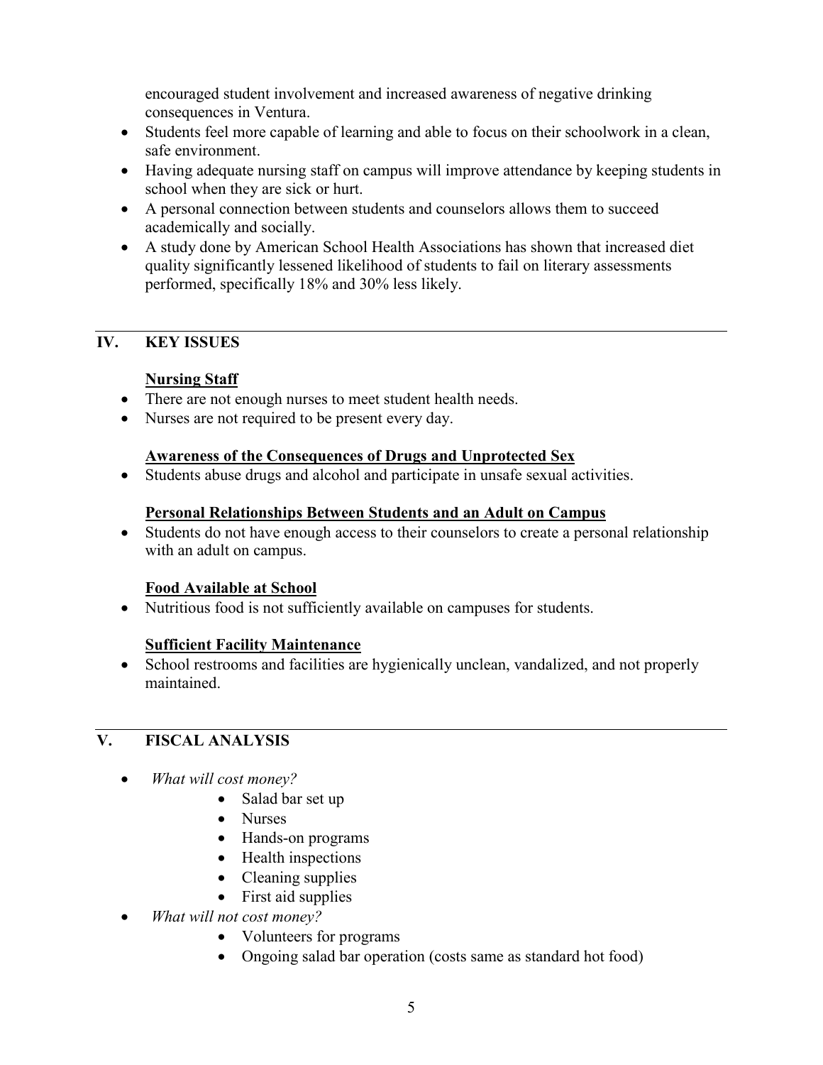encouraged student involvement and increased awareness of negative drinking consequences in Ventura.

- Students feel more capable of learning and able to focus on their schoolwork in a clean, safe environment.
- Having adequate nursing staff on campus will improve attendance by keeping students in school when they are sick or hurt.
- A personal connection between students and counselors allows them to succeed academically and socially.
- A study done by American School Health Associations has shown that increased diet quality significantly lessened likelihood of students to fail on literary assessments performed, specifically 18% and 30% less likely.

## IV. KEY ISSUES

**Nursing Staff**

- There are not enough nurses to meet student health needs.
- Nurses are not required to be present every day.

**Awareness of the Consequences of Drugs and Unprotected Sex**

- Students abuse drugs and alcohol and participate in unsafe sexual activities.

**Personal Relationships Between Students and an Adult on Campus**

- Students do not have enough access to their counselors to create a personal relationship with an adult on campus.

**Food Available at School**

- Nutritious food is not sufficiently available on campuses for students.

**Sufficient Facility Maintenance**

- School restrooms and facilities are hygienically unclean, vandalized, and not properly maintained.

## V. FISCAL ANALYSIS

- *What will cost money?*
    - Salad bar set up
    - Nurses
    - Hands-on programs
    - Health inspections
    - Cleaning supplies
    - First aid supplies
- *What will not cost money?*
    - Volunteers for programs
    - Ongoing salad bar operation (costs same as standard hot food)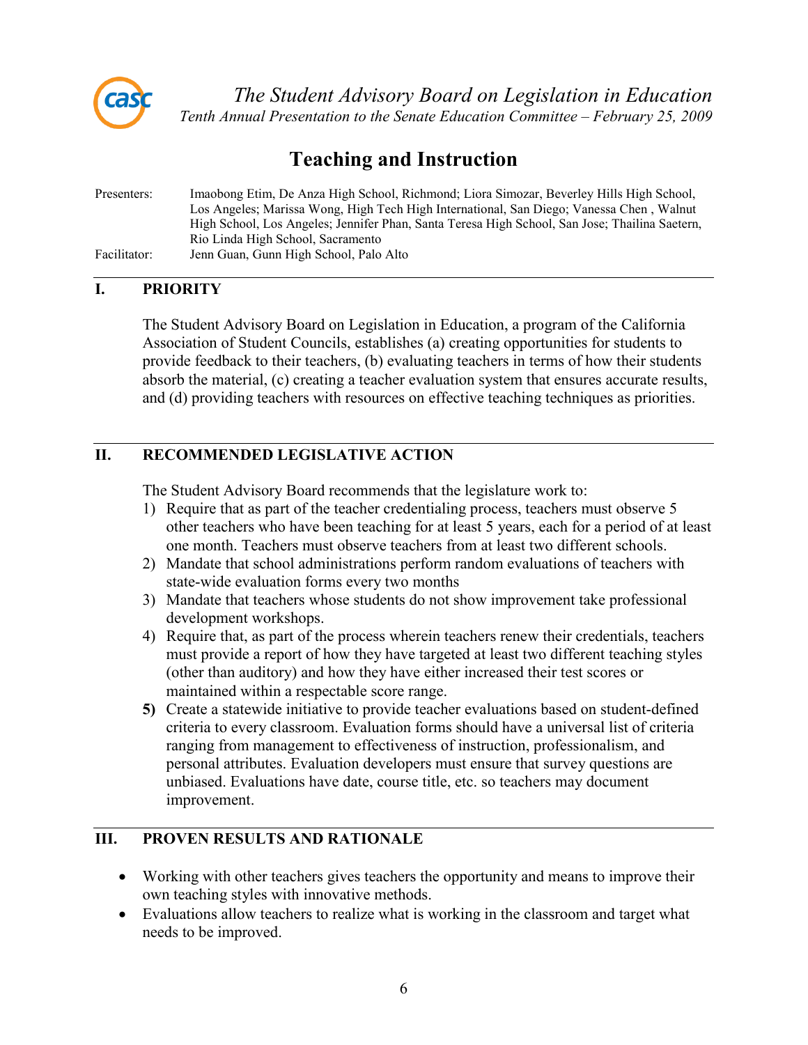*The Student Advisory Board on Legislation in Education*
*Tenth Annual Presentation to the Senate Education Committee – February 25, 2009*

# Teaching and Instruction

Presenters: Imaobong Etim, De Anza High School, Richmond; Liora Simozar, Beverley Hills High School, Los Angeles; Marissa Wong, High Tech High International, San Diego; Vanessa Chen , Walnut High School, Los Angeles; Jennifer Phan, Santa Teresa High School, San Jose; Thailina Saetern, Rio Linda High School, Sacramento

Facilitator: Jenn Guan, Gunn High School, Palo Alto

## I. PRIORITY

The Student Advisory Board on Legislation in Education, a program of the California Association of Student Councils, establishes (a) creating opportunities for students to provide feedback to their teachers, (b) evaluating teachers in terms of how their students absorb the material, (c) creating a teacher evaluation system that ensures accurate results, and (d) providing teachers with resources on effective teaching techniques as priorities.

## II. RECOMMENDED LEGISLATIVE ACTION

The Student Advisory Board recommends that the legislature work to:

1) Require that as part of the teacher credentialing process, teachers must observe 5 other teachers who have been teaching for at least 5 years, each for a period of at least one month. Teachers must observe teachers from at least two different schools.
2) Mandate that school administrations perform random evaluations of teachers with state-wide evaluation forms every two months
3) Mandate that teachers whose students do not show improvement take professional development workshops.
4) Require that, as part of the process wherein teachers renew their credentials, teachers must provide a report of how they have targeted at least two different teaching styles (other than auditory) and how they have either increased their test scores or maintained within a respectable score range.
5) Create a statewide initiative to provide teacher evaluations based on student-defined criteria to every classroom. Evaluation forms should have a universal list of criteria ranging from management to effectiveness of instruction, professionalism, and personal attributes. Evaluation developers must ensure that survey questions are unbiased. Evaluations have date, course title, etc. so teachers may document improvement.

## III. PROVEN RESULTS AND RATIONALE

- Working with other teachers gives teachers the opportunity and means to improve their own teaching styles with innovative methods.
- Evaluations allow teachers to realize what is working in the classroom and target what needs to be improved.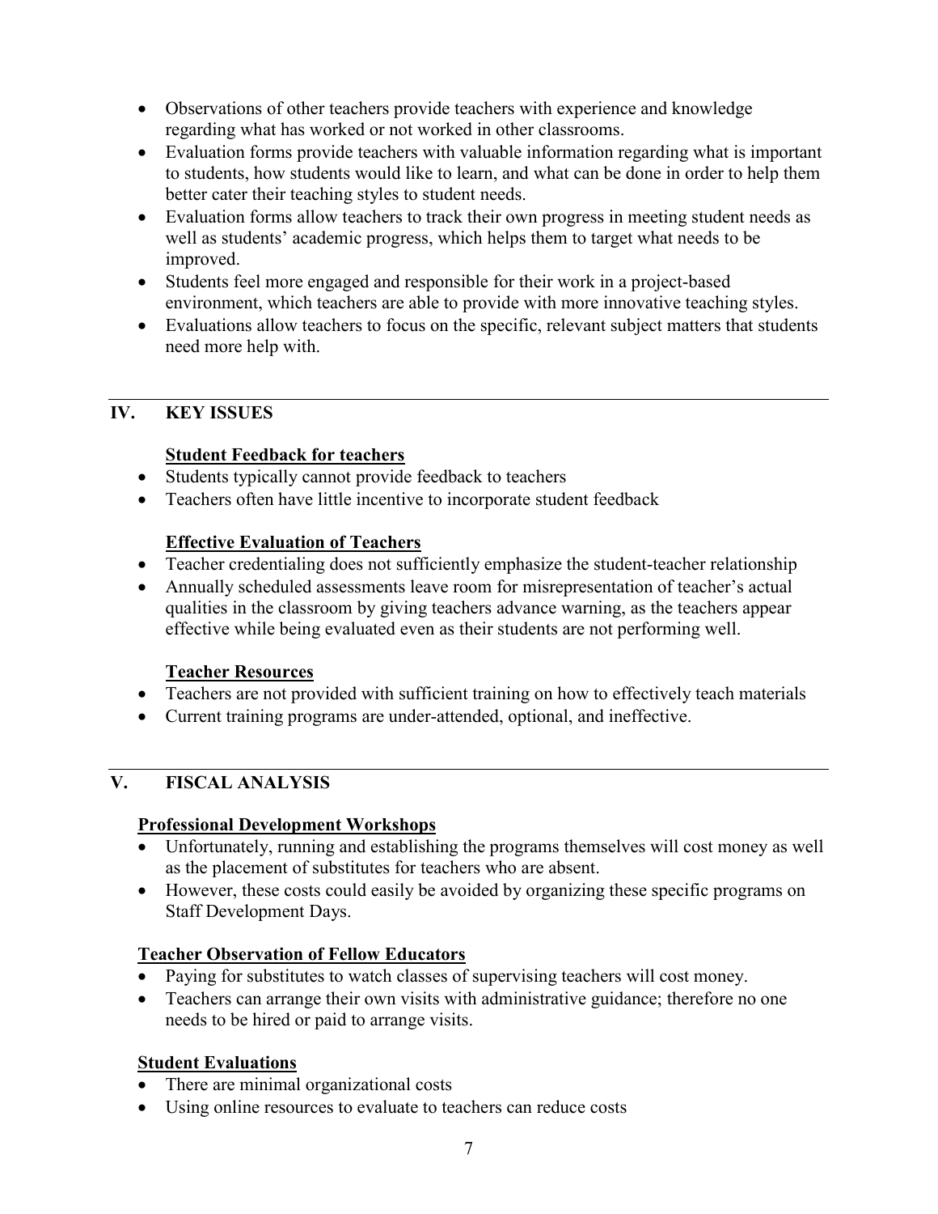- Observations of other teachers provide teachers with experience and knowledge regarding what has worked or not worked in other classrooms.
- Evaluation forms provide teachers with valuable information regarding what is important to students, how students would like to learn, and what can be done in order to help them better cater their teaching styles to student needs.
- Evaluation forms allow teachers to track their own progress in meeting student needs as well as students' academic progress, which helps them to target what needs to be improved.
- Students feel more engaged and responsible for their work in a project-based environment, which teachers are able to provide with more innovative teaching styles.
- Evaluations allow teachers to focus on the specific, relevant subject matters that students need more help with.

## IV. KEY ISSUES

**Student Feedback for teachers**

- Students typically cannot provide feedback to teachers
- Teachers often have little incentive to incorporate student feedback

**Effective Evaluation of Teachers**

- Teacher credentialing does not sufficiently emphasize the student-teacher relationship
- Annually scheduled assessments leave room for misrepresentation of teacher's actual qualities in the classroom by giving teachers advance warning, as the teachers appear effective while being evaluated even as their students are not performing well.

**Teacher Resources**

- Teachers are not provided with sufficient training on how to effectively teach materials
- Current training programs are under-attended, optional, and ineffective.

## V. FISCAL ANALYSIS

**Professional Development Workshops**

- Unfortunately, running and establishing the programs themselves will cost money as well as the placement of substitutes for teachers who are absent.
- However, these costs could easily be avoided by organizing these specific programs on Staff Development Days.

**Teacher Observation of Fellow Educators**

- Paying for substitutes to watch classes of supervising teachers will cost money.
- Teachers can arrange their own visits with administrative guidance; therefore no one needs to be hired or paid to arrange visits.

**Student Evaluations**

- There are minimal organizational costs
- Using online resources to evaluate to teachers can reduce costs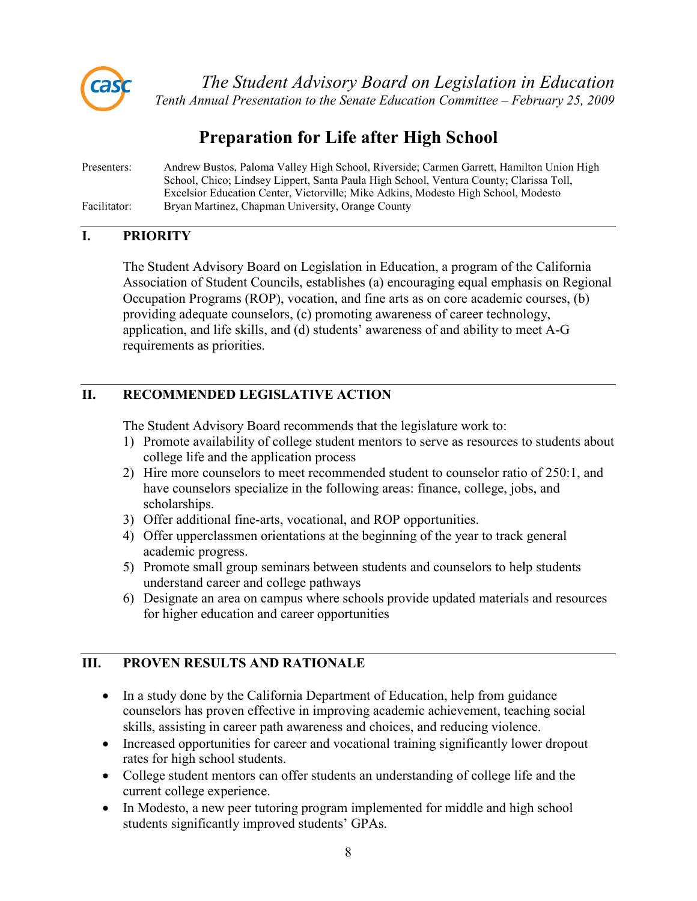*The Student Advisory Board on Legislation in Education*

*Tenth Annual Presentation to the Senate Education Committee – February 25, 2009*

# Preparation for Life after High School

Presenters: Andrew Bustos, Paloma Valley High School, Riverside; Carmen Garrett, Hamilton Union High School, Chico; Lindsey Lippert, Santa Paula High School, Ventura County; Clarissa Toll, Excelsior Education Center, Victorville; Mike Adkins, Modesto High School, Modesto

Facilitator: Bryan Martinez, Chapman University, Orange County

## I. PRIORITY

The Student Advisory Board on Legislation in Education, a program of the California Association of Student Councils, establishes (a) encouraging equal emphasis on Regional Occupation Programs (ROP), vocation, and fine arts as on core academic courses, (b) providing adequate counselors, (c) promoting awareness of career technology, application, and life skills, and (d) students' awareness of and ability to meet A-G requirements as priorities.

## II. RECOMMENDED LEGISLATIVE ACTION

The Student Advisory Board recommends that the legislature work to:

1) Promote availability of college student mentors to serve as resources to students about college life and the application process
2) Hire more counselors to meet recommended student to counselor ratio of 250:1, and have counselors specialize in the following areas: finance, college, jobs, and scholarships.
3) Offer additional fine-arts, vocational, and ROP opportunities.
4) Offer upperclassmen orientations at the beginning of the year to track general academic progress.
5) Promote small group seminars between students and counselors to help students understand career and college pathways
6) Designate an area on campus where schools provide updated materials and resources for higher education and career opportunities

## III. PROVEN RESULTS AND RATIONALE

- In a study done by the California Department of Education, help from guidance counselors has proven effective in improving academic achievement, teaching social skills, assisting in career path awareness and choices, and reducing violence.
- Increased opportunities for career and vocational training significantly lower dropout rates for high school students.
- College student mentors can offer students an understanding of college life and the current college experience.
- In Modesto, a new peer tutoring program implemented for middle and high school students significantly improved students' GPAs.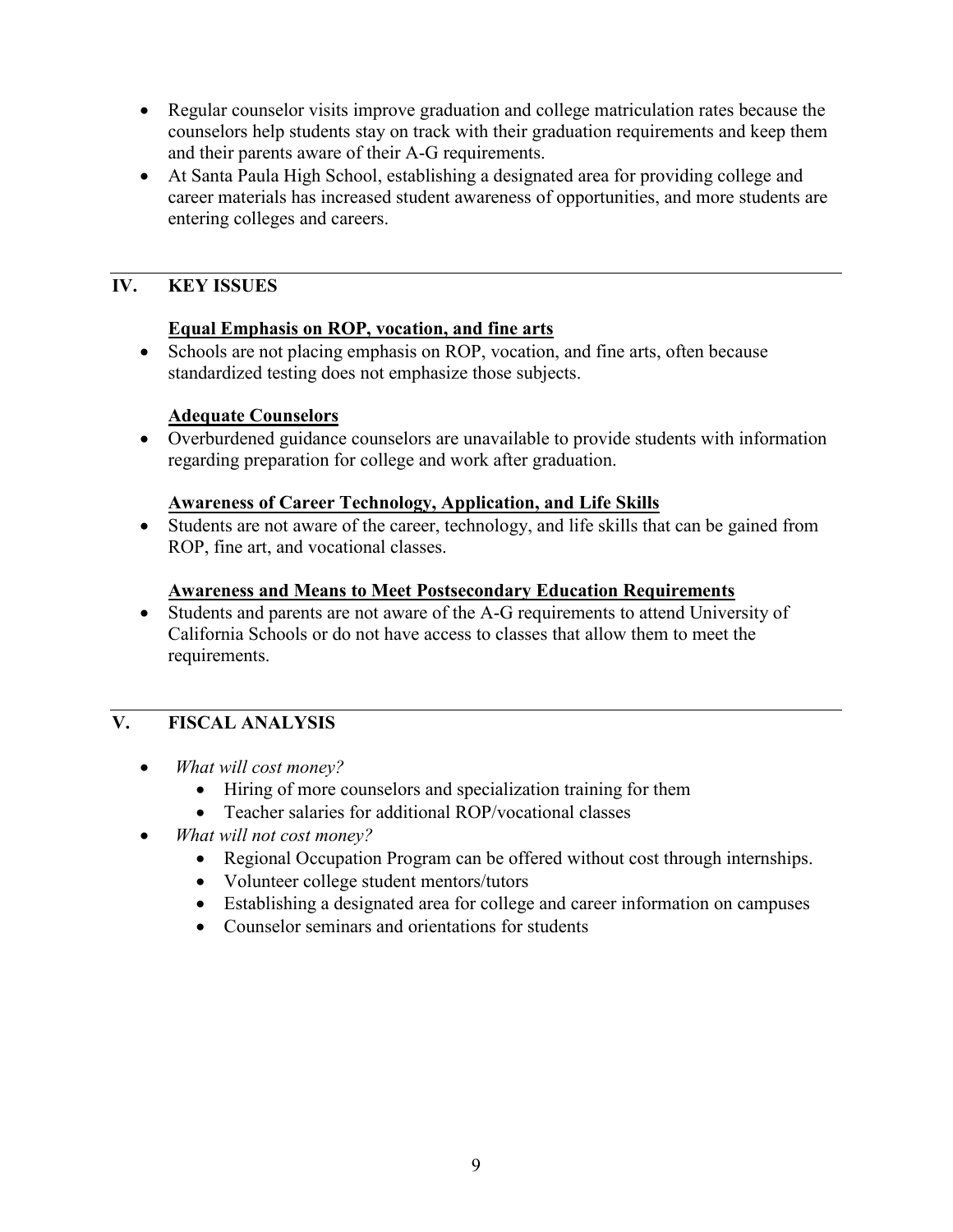- Regular counselor visits improve graduation and college matriculation rates because the counselors help students stay on track with their graduation requirements and keep them and their parents aware of their A-G requirements.
- At Santa Paula High School, establishing a designated area for providing college and career materials has increased student awareness of opportunities, and more students are entering colleges and careers.

## IV. KEY ISSUES

**Equal Emphasis on ROP, vocation, and fine arts**

- Schools are not placing emphasis on ROP, vocation, and fine arts, often because standardized testing does not emphasize those subjects.

**Adequate Counselors**

- Overburdened guidance counselors are unavailable to provide students with information regarding preparation for college and work after graduation.

**Awareness of Career Technology, Application, and Life Skills**

- Students are not aware of the career, technology, and life skills that can be gained from ROP, fine art, and vocational classes.

**Awareness and Means to Meet Postsecondary Education Requirements**

- Students and parents are not aware of the A-G requirements to attend University of California Schools or do not have access to classes that allow them to meet the requirements.

## V. FISCAL ANALYSIS

- *What will cost money?*
  - Hiring of more counselors and specialization training for them
  - Teacher salaries for additional ROP/vocational classes
- *What will not cost money?*
  - Regional Occupation Program can be offered without cost through internships.
  - Volunteer college student mentors/tutors
  - Establishing a designated area for college and career information on campuses
  - Counselor seminars and orientations for students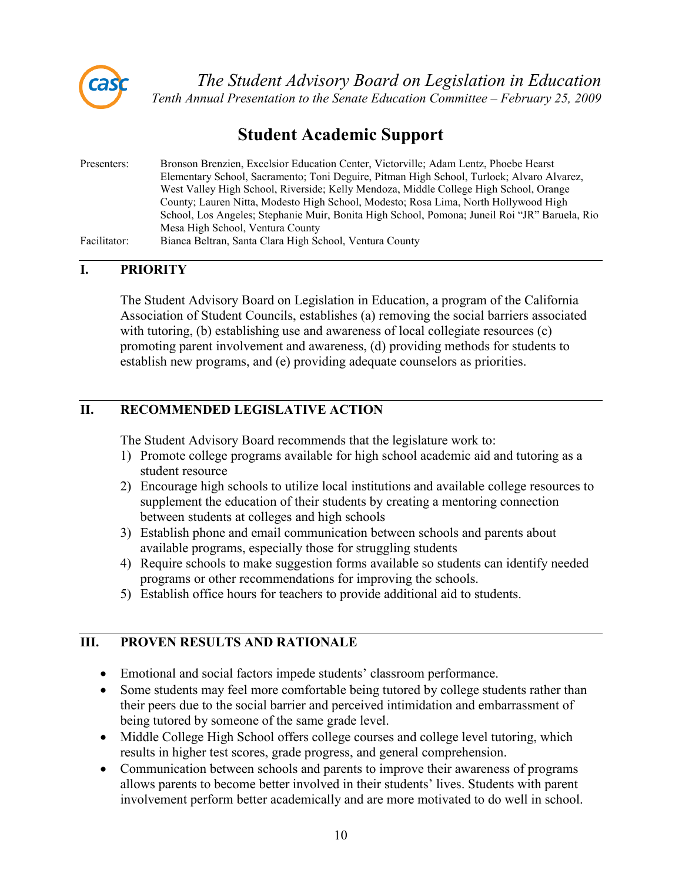*The Student Advisory Board on Legislation in Education*

*Tenth Annual Presentation to the Senate Education Committee – February 25, 2009*

# Student Academic Support

Presenters: Bronson Brenzien, Excelsior Education Center, Victorville; Adam Lentz, Phoebe Hearst Elementary School, Sacramento; Toni Deguire, Pitman High School, Turlock; Alvaro Alvarez, West Valley High School, Riverside; Kelly Mendoza, Middle College High School, Orange County; Lauren Nitta, Modesto High School, Modesto; Rosa Lima, North Hollywood High School, Los Angeles; Stephanie Muir, Bonita High School, Pomona; Juneil Roi "JR" Baruela, Rio Mesa High School, Ventura County

Facilitator: Bianca Beltran, Santa Clara High School, Ventura County

## I. PRIORITY

The Student Advisory Board on Legislation in Education, a program of the California Association of Student Councils, establishes (a) removing the social barriers associated with tutoring, (b) establishing use and awareness of local collegiate resources (c) promoting parent involvement and awareness, (d) providing methods for students to establish new programs, and (e) providing adequate counselors as priorities.

## II. RECOMMENDED LEGISLATIVE ACTION

The Student Advisory Board recommends that the legislature work to:

1) Promote college programs available for high school academic aid and tutoring as a student resource
2) Encourage high schools to utilize local institutions and available college resources to supplement the education of their students by creating a mentoring connection between students at colleges and high schools
3) Establish phone and email communication between schools and parents about available programs, especially those for struggling students
4) Require schools to make suggestion forms available so students can identify needed programs or other recommendations for improving the schools.
5) Establish office hours for teachers to provide additional aid to students.

## III. PROVEN RESULTS AND RATIONALE

- Emotional and social factors impede students' classroom performance.
- Some students may feel more comfortable being tutored by college students rather than their peers due to the social barrier and perceived intimidation and embarrassment of being tutored by someone of the same grade level.
- Middle College High School offers college courses and college level tutoring, which results in higher test scores, grade progress, and general comprehension.
- Communication between schools and parents to improve their awareness of programs allows parents to become better involved in their students' lives. Students with parent involvement perform better academically and are more motivated to do well in school.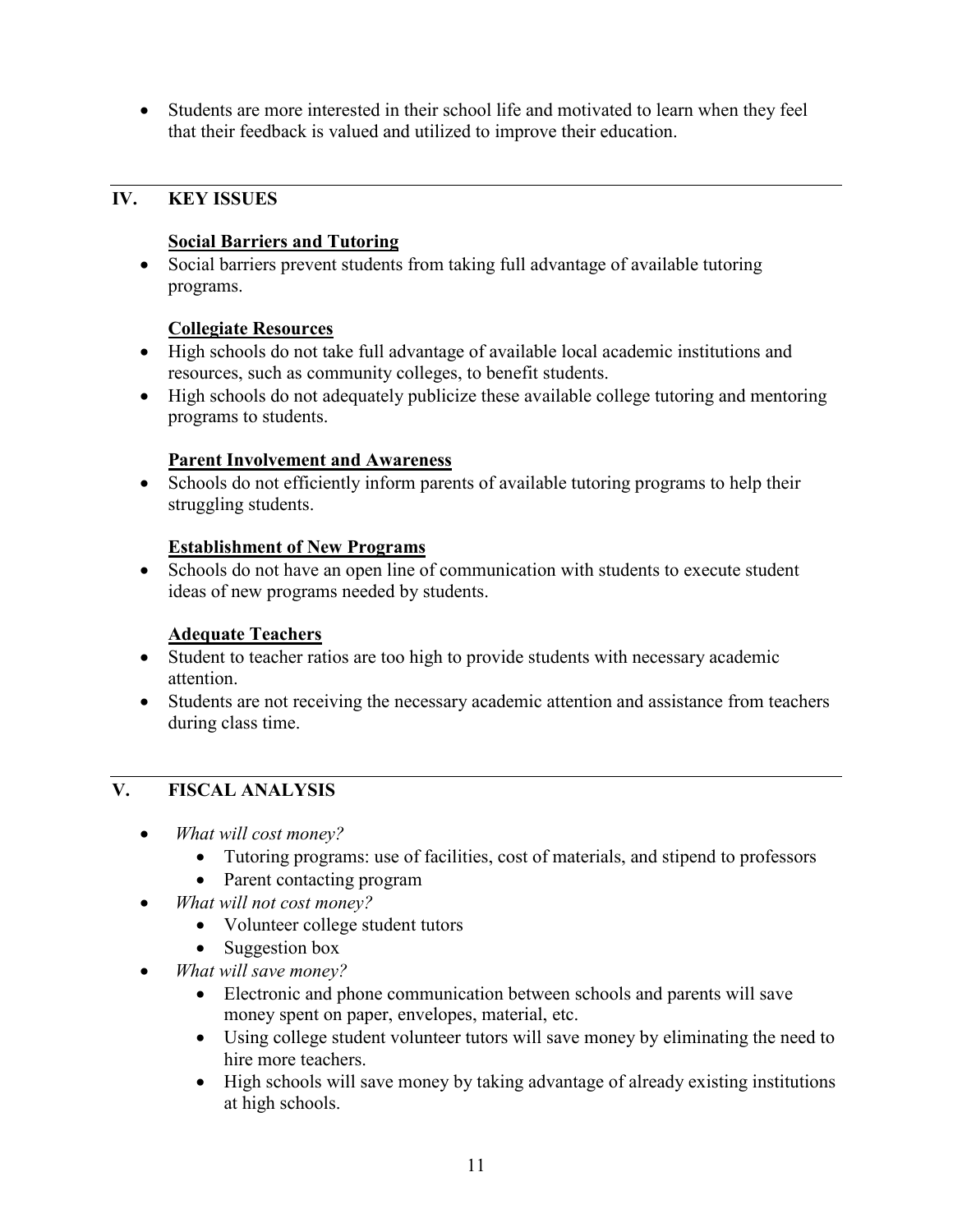- Students are more interested in their school life and motivated to learn when they feel that their feedback is valued and utilized to improve their education.

## IV. KEY ISSUES

**Social Barriers and Tutoring**

- Social barriers prevent students from taking full advantage of available tutoring programs.

**Collegiate Resources**

- High schools do not take full advantage of available local academic institutions and resources, such as community colleges, to benefit students.
- High schools do not adequately publicize these available college tutoring and mentoring programs to students.

**Parent Involvement and Awareness**

- Schools do not efficiently inform parents of available tutoring programs to help their struggling students.

**Establishment of New Programs**

- Schools do not have an open line of communication with students to execute student ideas of new programs needed by students.

**Adequate Teachers**

- Student to teacher ratios are too high to provide students with necessary academic attention.
- Students are not receiving the necessary academic attention and assistance from teachers during class time.

## V. FISCAL ANALYSIS

- *What will cost money?*
  - Tutoring programs: use of facilities, cost of materials, and stipend to professors
  - Parent contacting program
- *What will not cost money?*
  - Volunteer college student tutors
  - Suggestion box
- *What will save money?*
  - Electronic and phone communication between schools and parents will save money spent on paper, envelopes, material, etc.
  - Using college student volunteer tutors will save money by eliminating the need to hire more teachers.
  - High schools will save money by taking advantage of already existing institutions at high schools.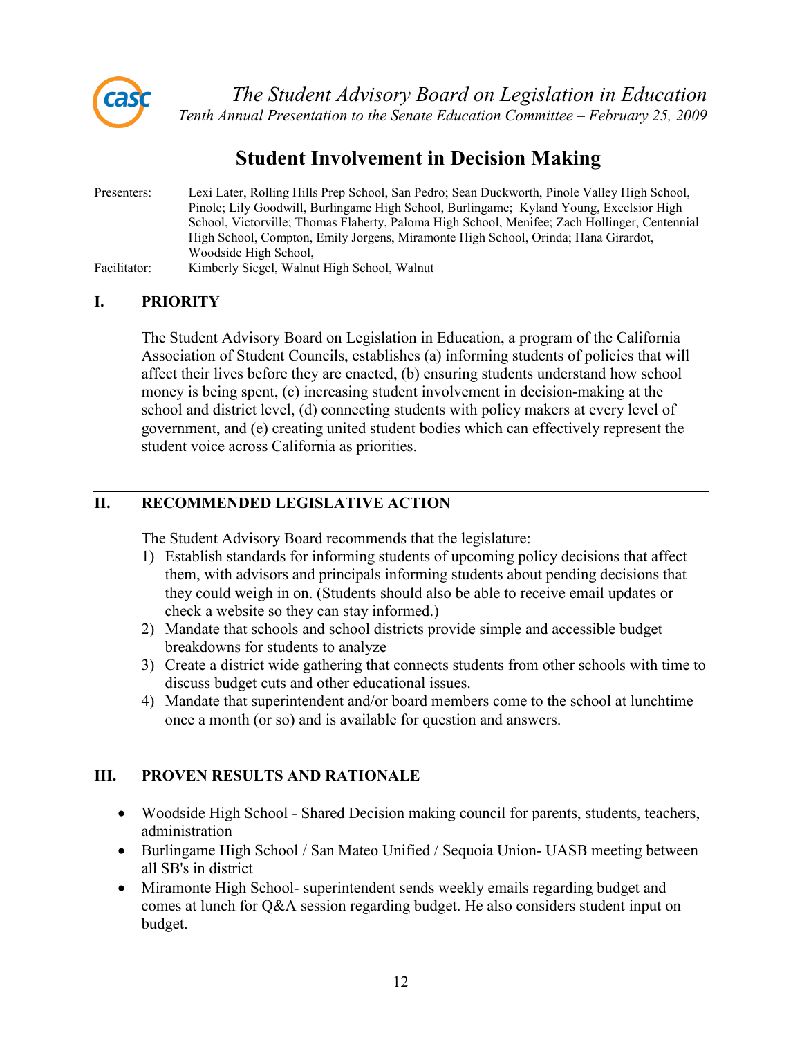*The Student Advisory Board on Legislation in Education*

*Tenth Annual Presentation to the Senate Education Committee – February 25, 2009*

# Student Involvement in Decision Making

Presenters: Lexi Later, Rolling Hills Prep School, San Pedro; Sean Duckworth, Pinole Valley High School, Pinole; Lily Goodwill, Burlingame High School, Burlingame; Kyland Young, Excelsior High School, Victorville; Thomas Flaherty, Paloma High School, Menifee; Zach Hollinger, Centennial High School, Compton, Emily Jorgens, Miramonte High School, Orinda; Hana Girardot, Woodside High School,

Facilitator: Kimberly Siegel, Walnut High School, Walnut

## I. PRIORITY

The Student Advisory Board on Legislation in Education, a program of the California Association of Student Councils, establishes (a) informing students of policies that will affect their lives before they are enacted, (b) ensuring students understand how school money is being spent, (c) increasing student involvement in decision-making at the school and district level, (d) connecting students with policy makers at every level of government, and (e) creating united student bodies which can effectively represent the student voice across California as priorities.

## II. RECOMMENDED LEGISLATIVE ACTION

The Student Advisory Board recommends that the legislature:

1) Establish standards for informing students of upcoming policy decisions that affect them, with advisors and principals informing students about pending decisions that they could weigh in on. (Students should also be able to receive email updates or check a website so they can stay informed.)
2) Mandate that schools and school districts provide simple and accessible budget breakdowns for students to analyze
3) Create a district wide gathering that connects students from other schools with time to discuss budget cuts and other educational issues.
4) Mandate that superintendent and/or board members come to the school at lunchtime once a month (or so) and is available for question and answers.

## III. PROVEN RESULTS AND RATIONALE

- Woodside High School - Shared Decision making council for parents, students, teachers, administration
- Burlingame High School / San Mateo Unified / Sequoia Union- UASB meeting between all SB's in district
- Miramonte High School- superintendent sends weekly emails regarding budget and comes at lunch for Q&A session regarding budget. He also considers student input on budget.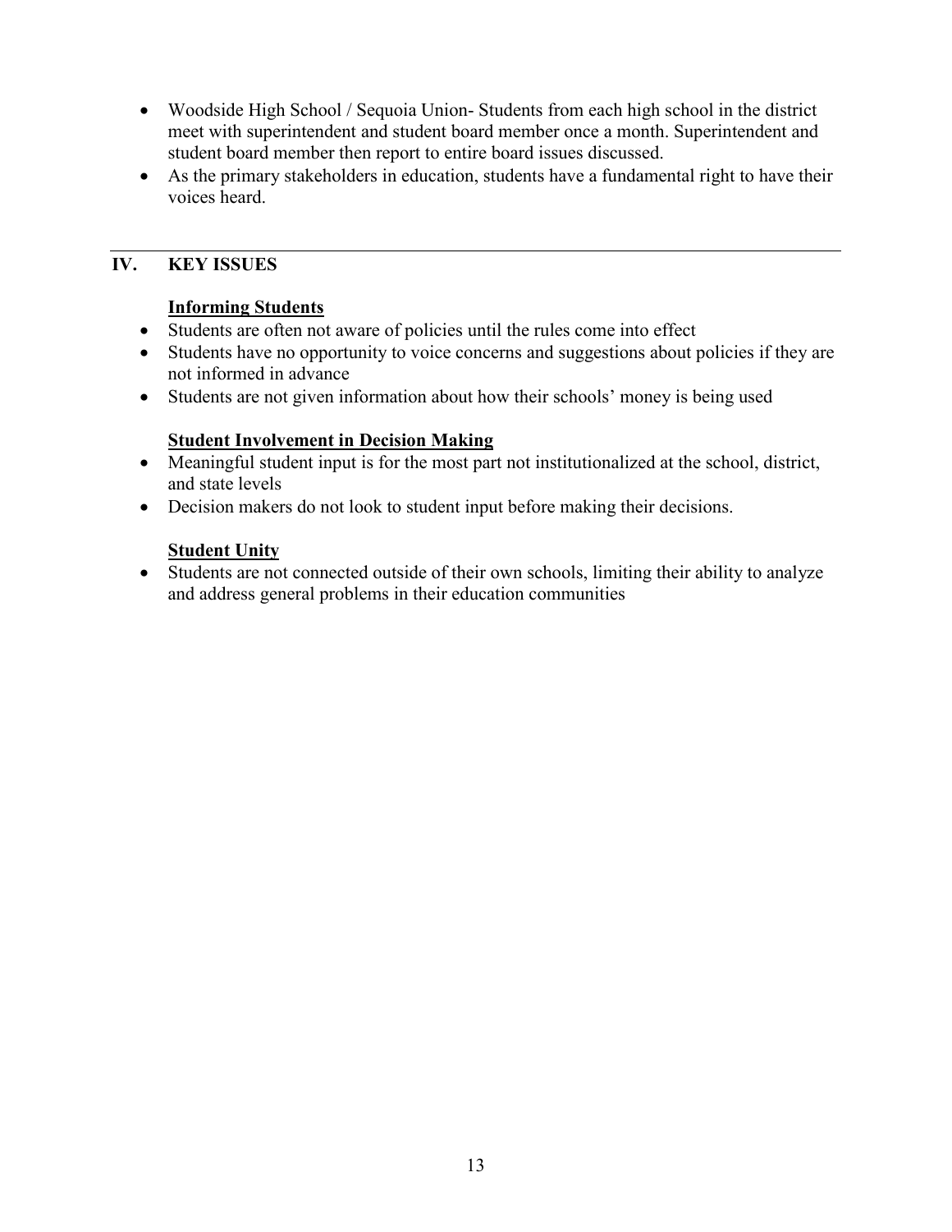- Woodside High School / Sequoia Union- Students from each high school in the district meet with superintendent and student board member once a month. Superintendent and student board member then report to entire board issues discussed.
- As the primary stakeholders in education, students have a fundamental right to have their voices heard.

## IV. KEY ISSUES

**Informing Students**

- Students are often not aware of policies until the rules come into effect
- Students have no opportunity to voice concerns and suggestions about policies if they are not informed in advance
- Students are not given information about how their schools' money is being used

**Student Involvement in Decision Making**

- Meaningful student input is for the most part not institutionalized at the school, district, and state levels
- Decision makers do not look to student input before making their decisions.

**Student Unity**

- Students are not connected outside of their own schools, limiting their ability to analyze and address general problems in their education communities